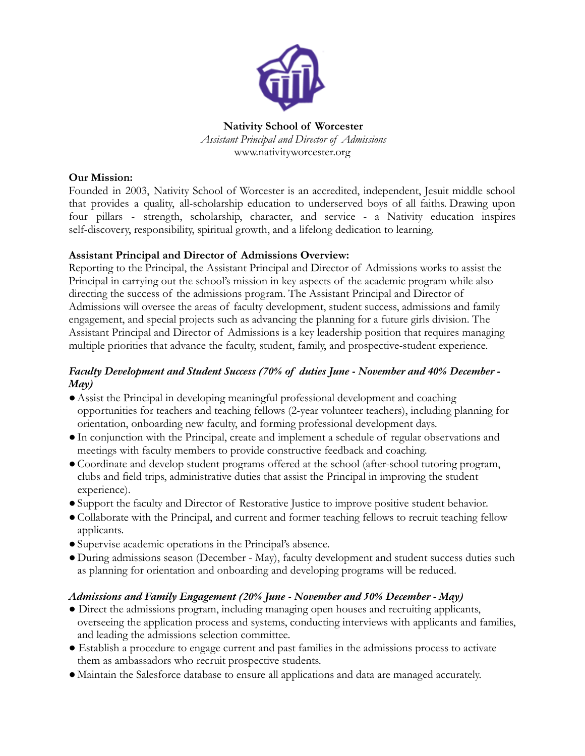**Nativity School of Worcester**

*Assistant Principal and Director of Admissions*

www.nativityworcester.org

**Our Mission:**

Founded in 2003, Nativity School of Worcester is an accredited, independent, Jesuit middle school that provides a quality, all-scholarship education to underserved boys of all faiths. Drawing upon four pillars - strength, scholarship, character, and service - a Nativity education inspires self-discovery, responsibility, spiritual growth, and a lifelong dedication to learning.

**Assistant Principal and Director of Admissions Overview:**

Reporting to the Principal, the Assistant Principal and Director of Admissions works to assist the Principal in carrying out the school's mission in key aspects of the academic program while also directing the success of the admissions program. The Assistant Principal and Director of Admissions will oversee the areas of faculty development, student success, admissions and family engagement, and special projects such as advancing the planning for a future girls division. The Assistant Principal and Director of Admissions is a key leadership position that requires managing multiple priorities that advance the faculty, student, family, and prospective-student experience.

***Faculty Development and Student Success (70% of duties June - November and 40% December - May)***

- Assist the Principal in developing meaningful professional development and coaching opportunities for teachers and teaching fellows (2-year volunteer teachers), including planning for orientation, onboarding new faculty, and forming professional development days.
- In conjunction with the Principal, create and implement a schedule of regular observations and meetings with faculty members to provide constructive feedback and coaching.
- Coordinate and develop student programs offered at the school (after-school tutoring program, clubs and field trips, administrative duties that assist the Principal in improving the student experience).
- Support the faculty and Director of Restorative Justice to improve positive student behavior.
- Collaborate with the Principal, and current and former teaching fellows to recruit teaching fellow applicants.
- Supervise academic operations in the Principal's absence.
- During admissions season (December - May), faculty development and student success duties such as planning for orientation and onboarding and developing programs will be reduced.

***Admissions and Family Engagement (20% June - November and 50% December - May)***

- Direct the admissions program, including managing open houses and recruiting applicants, overseeing the application process and systems, conducting interviews with applicants and families, and leading the admissions selection committee.
- Establish a procedure to engage current and past families in the admissions process to activate them as ambassadors who recruit prospective students.
- Maintain the Salesforce database to ensure all applications and data are managed accurately.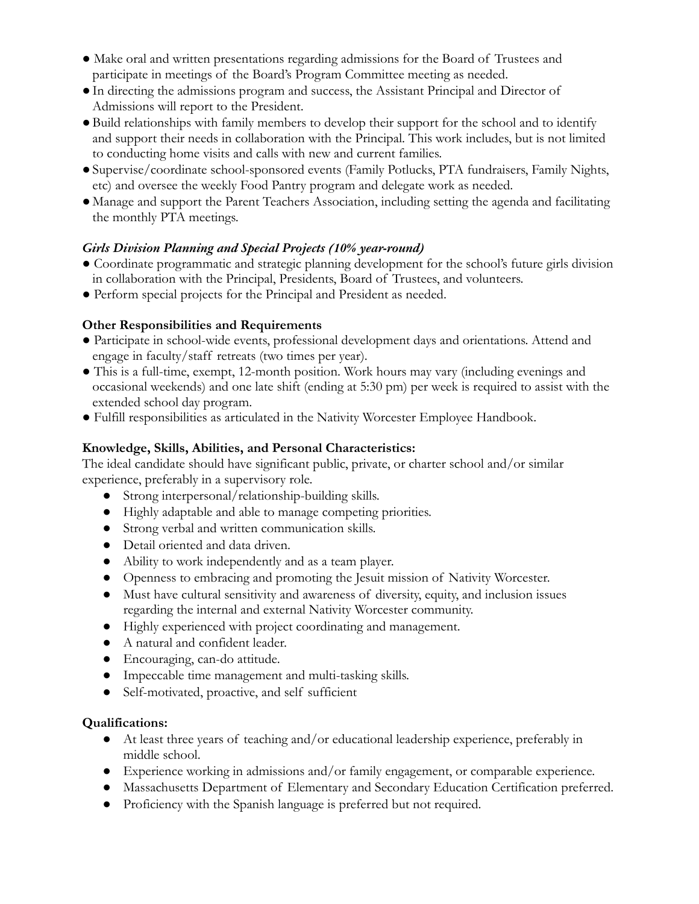- Make oral and written presentations regarding admissions for the Board of Trustees and participate in meetings of the Board's Program Committee meeting as needed.
- In directing the admissions program and success, the Assistant Principal and Director of Admissions will report to the President.
- Build relationships with family members to develop their support for the school and to identify and support their needs in collaboration with the Principal. This work includes, but is not limited to conducting home visits and calls with new and current families.
- Supervise/coordinate school-sponsored events (Family Potlucks, PTA fundraisers, Family Nights, etc) and oversee the weekly Food Pantry program and delegate work as needed.
- Manage and support the Parent Teachers Association, including setting the agenda and facilitating the monthly PTA meetings.

***Girls Division Planning and Special Projects (10% year-round)***

- Coordinate programmatic and strategic planning development for the school's future girls division in collaboration with the Principal, Presidents, Board of Trustees, and volunteers.
- Perform special projects for the Principal and President as needed.

**Other Responsibilities and Requirements**

- Participate in school-wide events, professional development days and orientations. Attend and engage in faculty/staff retreats (two times per year).
- This is a full-time, exempt, 12-month position. Work hours may vary (including evenings and occasional weekends) and one late shift (ending at 5:30 pm) per week is required to assist with the extended school day program.
- Fulfill responsibilities as articulated in the Nativity Worcester Employee Handbook.

**Knowledge, Skills, Abilities, and Personal Characteristics:**

The ideal candidate should have significant public, private, or charter school and/or similar experience, preferably in a supervisory role.

- Strong interpersonal/relationship-building skills.
- Highly adaptable and able to manage competing priorities.
- Strong verbal and written communication skills.
- Detail oriented and data driven.
- Ability to work independently and as a team player.
- Openness to embracing and promoting the Jesuit mission of Nativity Worcester.
- Must have cultural sensitivity and awareness of diversity, equity, and inclusion issues regarding the internal and external Nativity Worcester community.
- Highly experienced with project coordinating and management.
- A natural and confident leader.
- Encouraging, can-do attitude.
- Impeccable time management and multi-tasking skills.
- Self-motivated, proactive, and self sufficient

**Qualifications:**

- At least three years of teaching and/or educational leadership experience, preferably in middle school.
- Experience working in admissions and/or family engagement, or comparable experience.
- Massachusetts Department of Elementary and Secondary Education Certification preferred.
- Proficiency with the Spanish language is preferred but not required.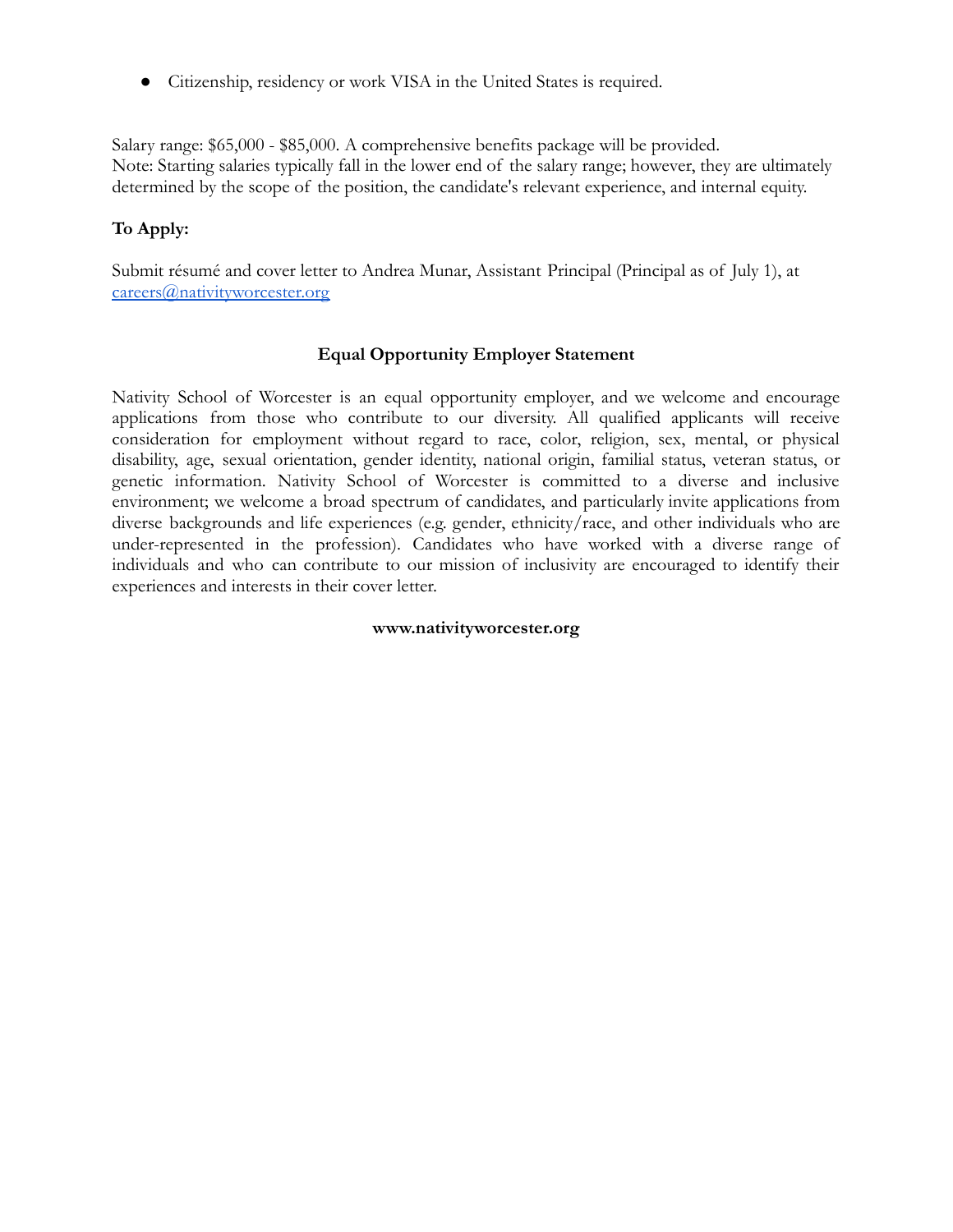- Citizenship, residency or work VISA in the United States is required.

Salary range: $65,000 - $85,000. A comprehensive benefits package will be provided.
Note: Starting salaries typically fall in the lower end of the salary range; however, they are ultimately determined by the scope of the position, the candidate's relevant experience, and internal equity.

**To Apply:**

Submit résumé and cover letter to Andrea Munar, Assistant Principal (Principal as of July 1), at careers@nativityworcester.org

**Equal Opportunity Employer Statement**

Nativity School of Worcester is an equal opportunity employer, and we welcome and encourage applications from those who contribute to our diversity. All qualified applicants will receive consideration for employment without regard to race, color, religion, sex, mental, or physical disability, age, sexual orientation, gender identity, national origin, familial status, veteran status, or genetic information. Nativity School of Worcester is committed to a diverse and inclusive environment; we welcome a broad spectrum of candidates, and particularly invite applications from diverse backgrounds and life experiences (e.g. gender, ethnicity/race, and other individuals who are under-represented in the profession). Candidates who have worked with a diverse range of individuals and who can contribute to our mission of inclusivity are encouraged to identify their experiences and interests in their cover letter.

**www.nativityworcester.org**